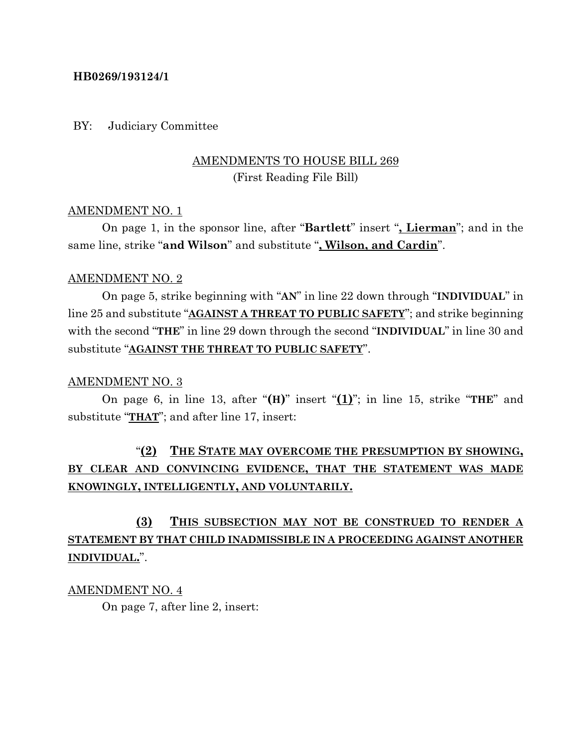**HB0269/193124/1**

BY: Judiciary Committee

AMENDMENTS TO HOUSE BILL 269
(First Reading File Bill)

AMENDMENT NO. 1

On page 1, in the sponsor line, after "**Bartlett**" insert "**, Lierman**"; and in the same line, strike "**and Wilson**" and substitute "**, Wilson, and Cardin**".

AMENDMENT NO. 2

On page 5, strike beginning with "**AN**" in line 22 down through "**INDIVIDUAL**" in line 25 and substitute "**AGAINST A THREAT TO PUBLIC SAFETY**"; and strike beginning with the second "**THE**" in line 29 down through the second "**INDIVIDUAL**" in line 30 and substitute "**AGAINST THE THREAT TO PUBLIC SAFETY**".

AMENDMENT NO. 3

On page 6, in line 13, after "**(H)**" insert "**(1)**"; in line 15, strike "**THE**" and substitute "**THAT**"; and after line 17, insert:

"**(2) THE STATE MAY OVERCOME THE PRESUMPTION BY SHOWING, BY CLEAR AND CONVINCING EVIDENCE, THAT THE STATEMENT WAS MADE KNOWINGLY, INTELLIGENTLY, AND VOLUNTARILY.**

**(3) THIS SUBSECTION MAY NOT BE CONSTRUED TO RENDER A STATEMENT BY THAT CHILD INADMISSIBLE IN A PROCEEDING AGAINST ANOTHER INDIVIDUAL.**".

AMENDMENT NO. 4

On page 7, after line 2, insert: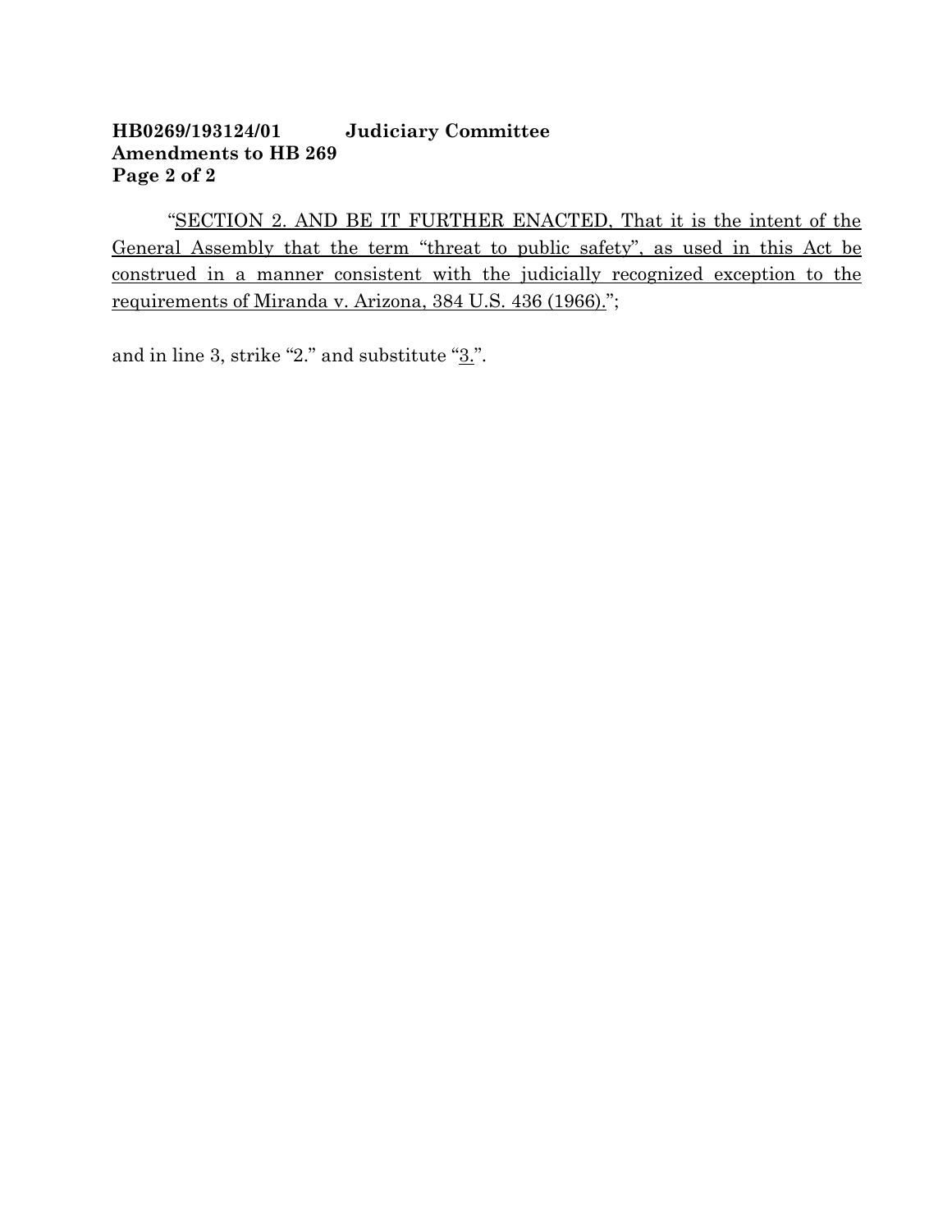"SECTION 2. AND BE IT FURTHER ENACTED, That it is the intent of the General Assembly that the term "threat to public safety", as used in this Act be construed in a manner consistent with the judicially recognized exception to the requirements of Miranda v. Arizona, 384 U.S. 436 (1966).";

and in line 3, strike "2." and substitute "3.".